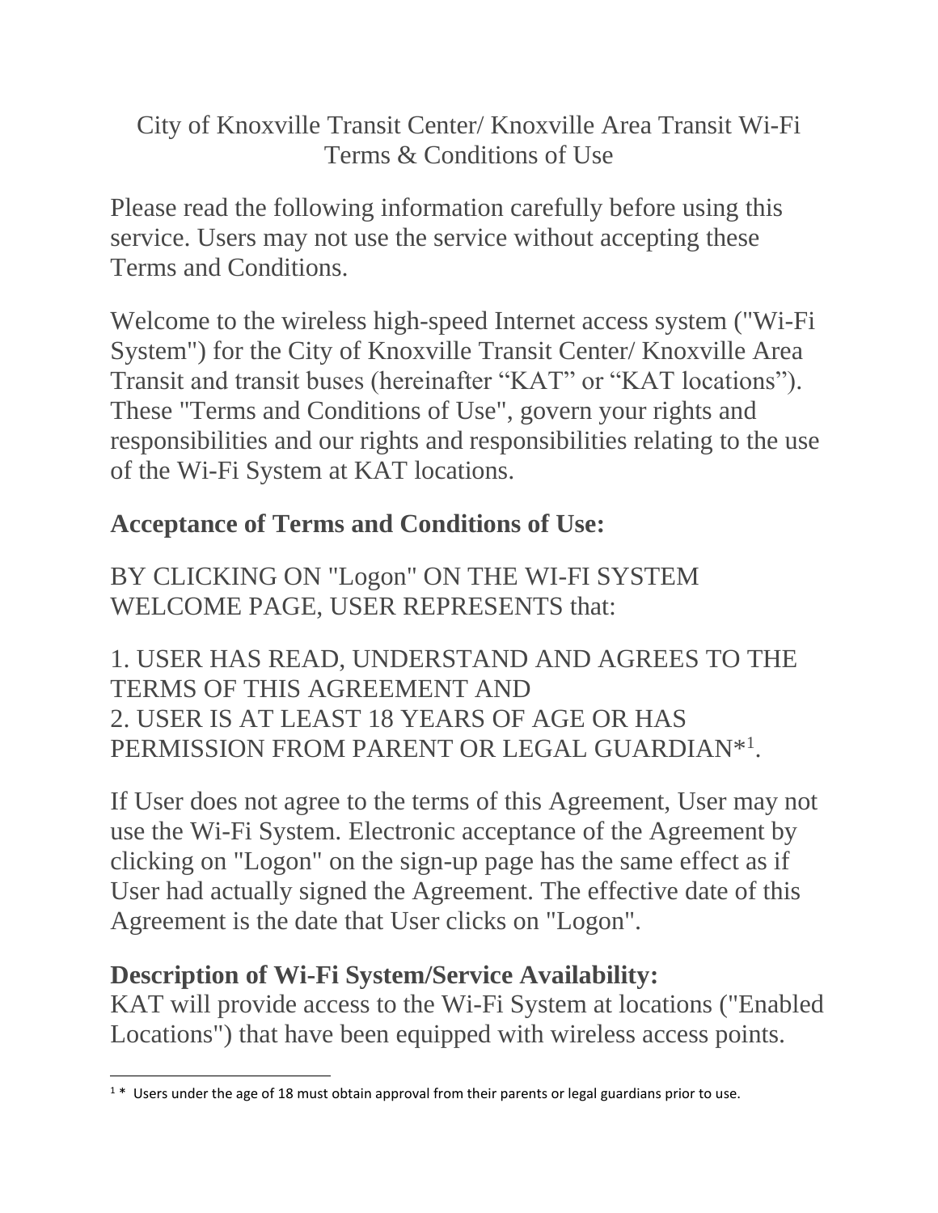City of Knoxville Transit Center/ Knoxville Area Transit Wi-Fi Terms & Conditions of Use

Please read the following information carefully before using this service. Users may not use the service without accepting these Terms and Conditions.

Welcome to the wireless high-speed Internet access system ("Wi-Fi System") for the City of Knoxville Transit Center/ Knoxville Area Transit and transit buses (hereinafter “KAT” or “KAT locations”). These "Terms and Conditions of Use", govern your rights and responsibilities and our rights and responsibilities relating to the use of the Wi-Fi System at KAT locations.

## Acceptance of Terms and Conditions of Use:

BY CLICKING ON "Logon" ON THE WI-FI SYSTEM WELCOME PAGE, USER REPRESENTS that:

1. USER HAS READ, UNDERSTAND AND AGREES TO THE TERMS OF THIS AGREEMENT AND
2. USER IS AT LEAST 18 YEARS OF AGE OR HAS PERMISSION FROM PARENT OR LEGAL GUARDIAN*[1].

If User does not agree to the terms of this Agreement, User may not use the Wi-Fi System. Electronic acceptance of the Agreement by clicking on "Logon" on the sign-up page has the same effect as if User had actually signed the Agreement. The effective date of this Agreement is the date that User clicks on "Logon".

## Description of Wi-Fi System/Service Availability:

KAT will provide access to the Wi-Fi System at locations ("Enabled Locations") that have been equipped with wireless access points.

[1] * Users under the age of 18 must obtain approval from their parents or legal guardians prior to use.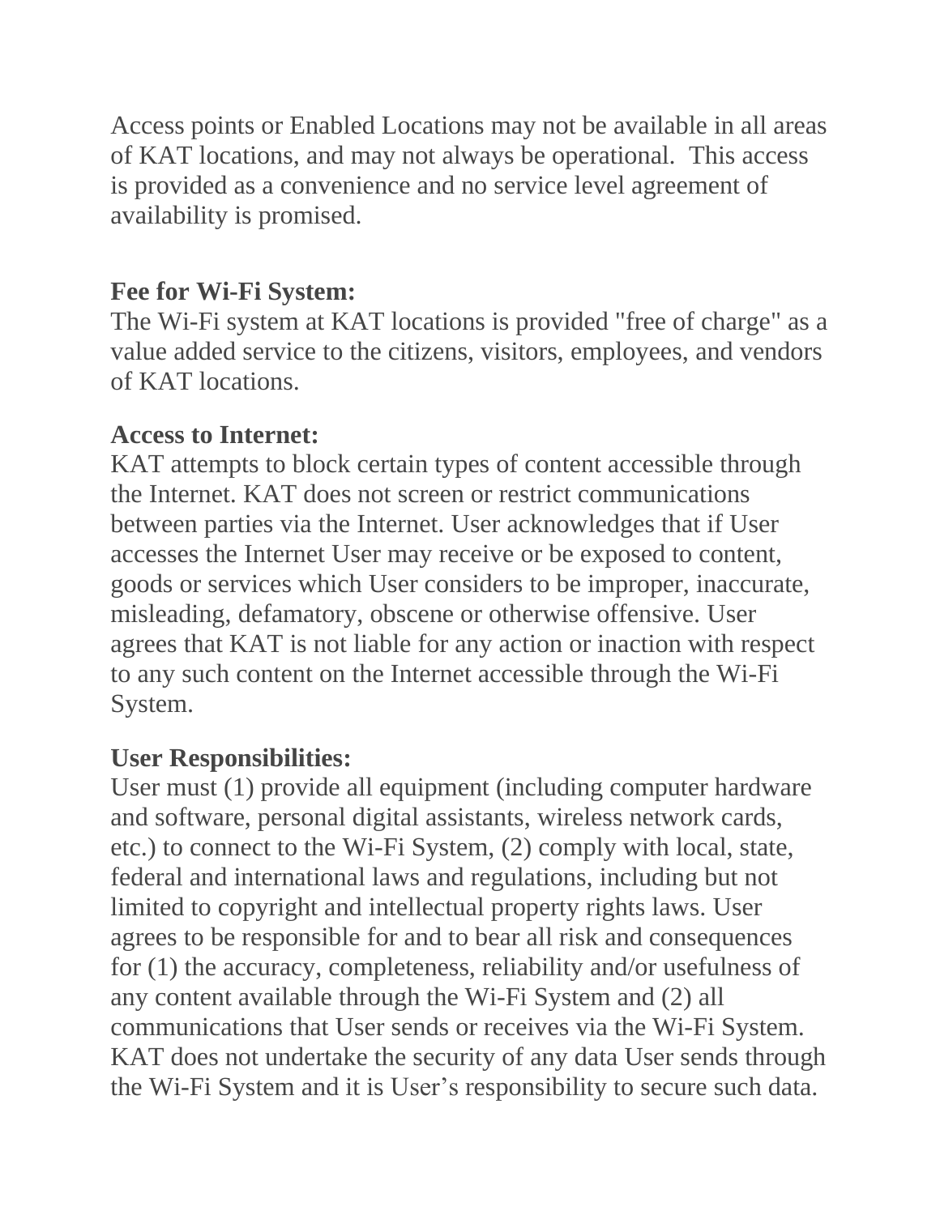Access points or Enabled Locations may not be available in all areas of KAT locations, and may not always be operational. This access is provided as a convenience and no service level agreement of availability is promised.

**Fee for Wi-Fi System:**
The Wi-Fi system at KAT locations is provided "free of charge" as a value added service to the citizens, visitors, employees, and vendors of KAT locations.

**Access to Internet:**
KAT attempts to block certain types of content accessible through the Internet. KAT does not screen or restrict communications between parties via the Internet. User acknowledges that if User accesses the Internet User may receive or be exposed to content, goods or services which User considers to be improper, inaccurate, misleading, defamatory, obscene or otherwise offensive. User agrees that KAT is not liable for any action or inaction with respect to any such content on the Internet accessible through the Wi-Fi System.

**User Responsibilities:**
User must (1) provide all equipment (including computer hardware and software, personal digital assistants, wireless network cards, etc.) to connect to the Wi-Fi System, (2) comply with local, state, federal and international laws and regulations, including but not limited to copyright and intellectual property rights laws. User agrees to be responsible for and to bear all risk and consequences for (1) the accuracy, completeness, reliability and/or usefulness of any content available through the Wi-Fi System and (2) all communications that User sends or receives via the Wi-Fi System. KAT does not undertake the security of any data User sends through the Wi-Fi System and it is User's responsibility to secure such data.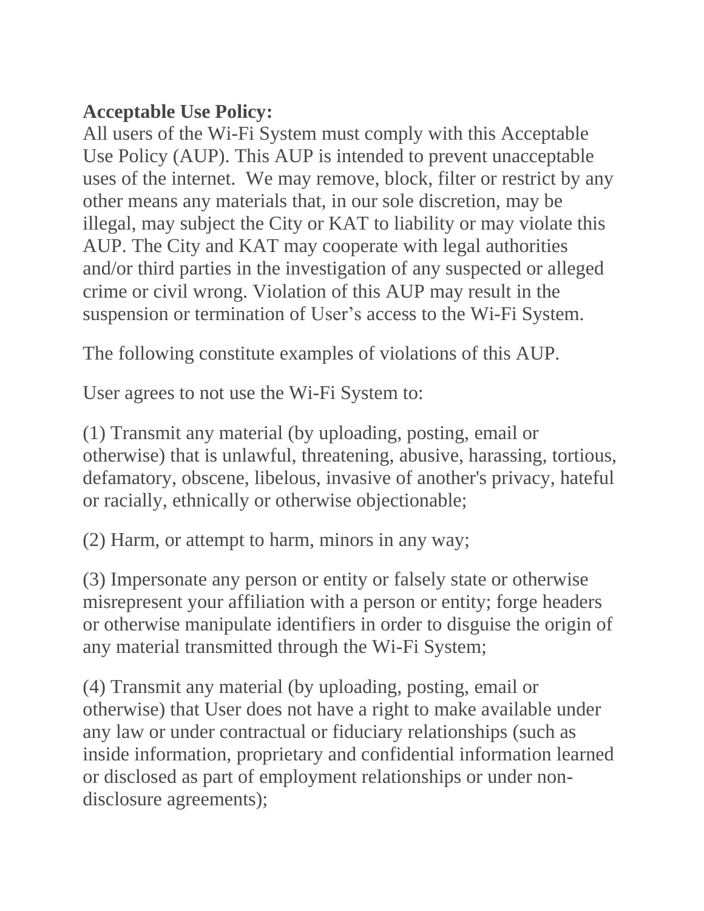**Acceptable Use Policy:**

All users of the Wi-Fi System must comply with this Acceptable Use Policy (AUP). This AUP is intended to prevent unacceptable uses of the internet. We may remove, block, filter or restrict by any other means any materials that, in our sole discretion, may be illegal, may subject the City or KAT to liability or may violate this AUP. The City and KAT may cooperate with legal authorities and/or third parties in the investigation of any suspected or alleged crime or civil wrong. Violation of this AUP may result in the suspension or termination of User's access to the Wi-Fi System.

The following constitute examples of violations of this AUP.

User agrees to not use the Wi-Fi System to:

(1) Transmit any material (by uploading, posting, email or otherwise) that is unlawful, threatening, abusive, harassing, tortious, defamatory, obscene, libelous, invasive of another's privacy, hateful or racially, ethnically or otherwise objectionable;

(2) Harm, or attempt to harm, minors in any way;

(3) Impersonate any person or entity or falsely state or otherwise misrepresent your affiliation with a person or entity; forge headers or otherwise manipulate identifiers in order to disguise the origin of any material transmitted through the Wi-Fi System;

(4) Transmit any material (by uploading, posting, email or otherwise) that User does not have a right to make available under any law or under contractual or fiduciary relationships (such as inside information, proprietary and confidential information learned or disclosed as part of employment relationships or under non-disclosure agreements);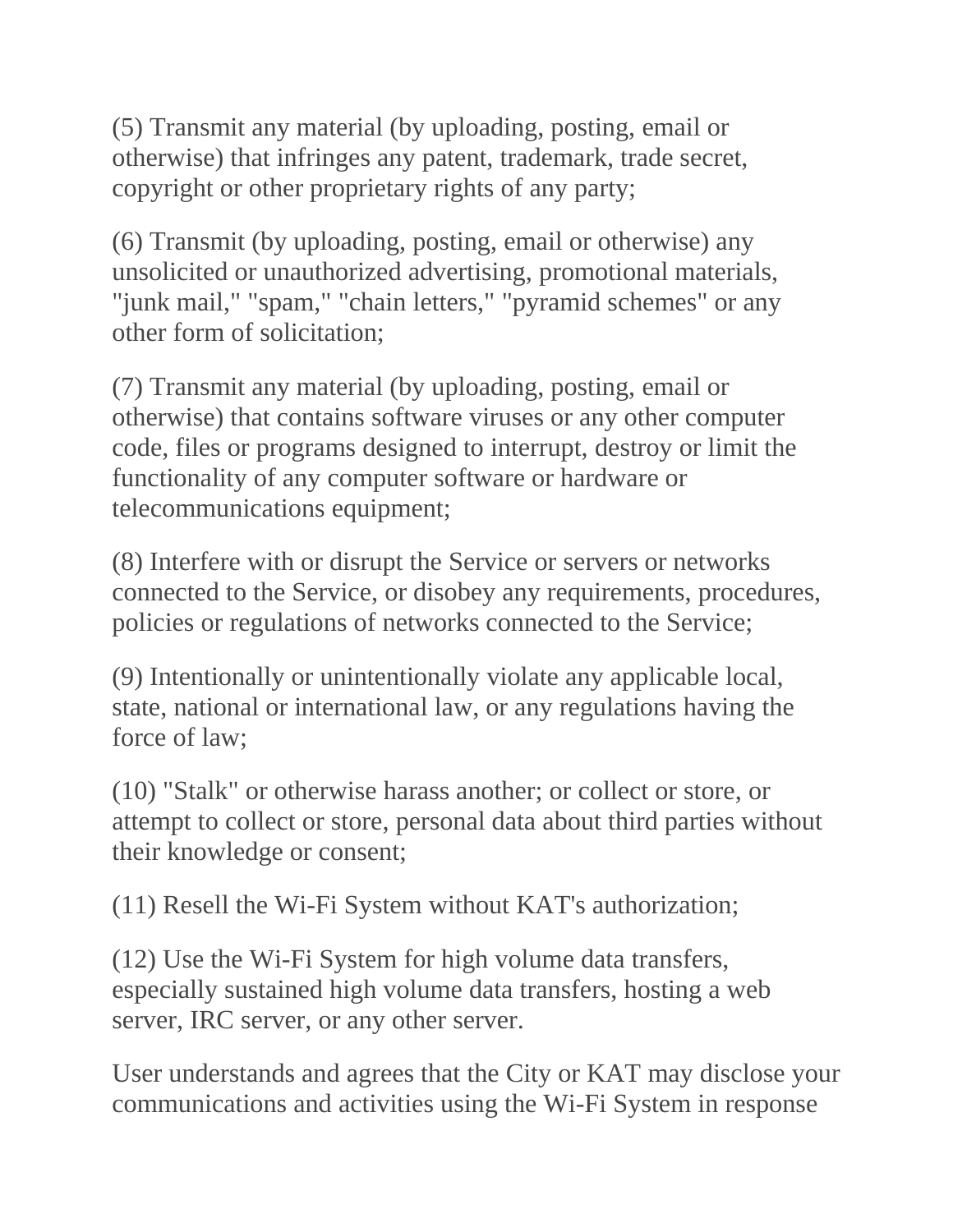(5) Transmit any material (by uploading, posting, email or otherwise) that infringes any patent, trademark, trade secret, copyright or other proprietary rights of any party;

(6) Transmit (by uploading, posting, email or otherwise) any unsolicited or unauthorized advertising, promotional materials, "junk mail," "spam," "chain letters," "pyramid schemes" or any other form of solicitation;

(7) Transmit any material (by uploading, posting, email or otherwise) that contains software viruses or any other computer code, files or programs designed to interrupt, destroy or limit the functionality of any computer software or hardware or telecommunications equipment;

(8) Interfere with or disrupt the Service or servers or networks connected to the Service, or disobey any requirements, procedures, policies or regulations of networks connected to the Service;

(9) Intentionally or unintentionally violate any applicable local, state, national or international law, or any regulations having the force of law;

(10) "Stalk" or otherwise harass another; or collect or store, or attempt to collect or store, personal data about third parties without their knowledge or consent;

(11) Resell the Wi-Fi System without KAT's authorization;

(12) Use the Wi-Fi System for high volume data transfers, especially sustained high volume data transfers, hosting a web server, IRC server, or any other server.

User understands and agrees that the City or KAT may disclose your communications and activities using the Wi-Fi System in response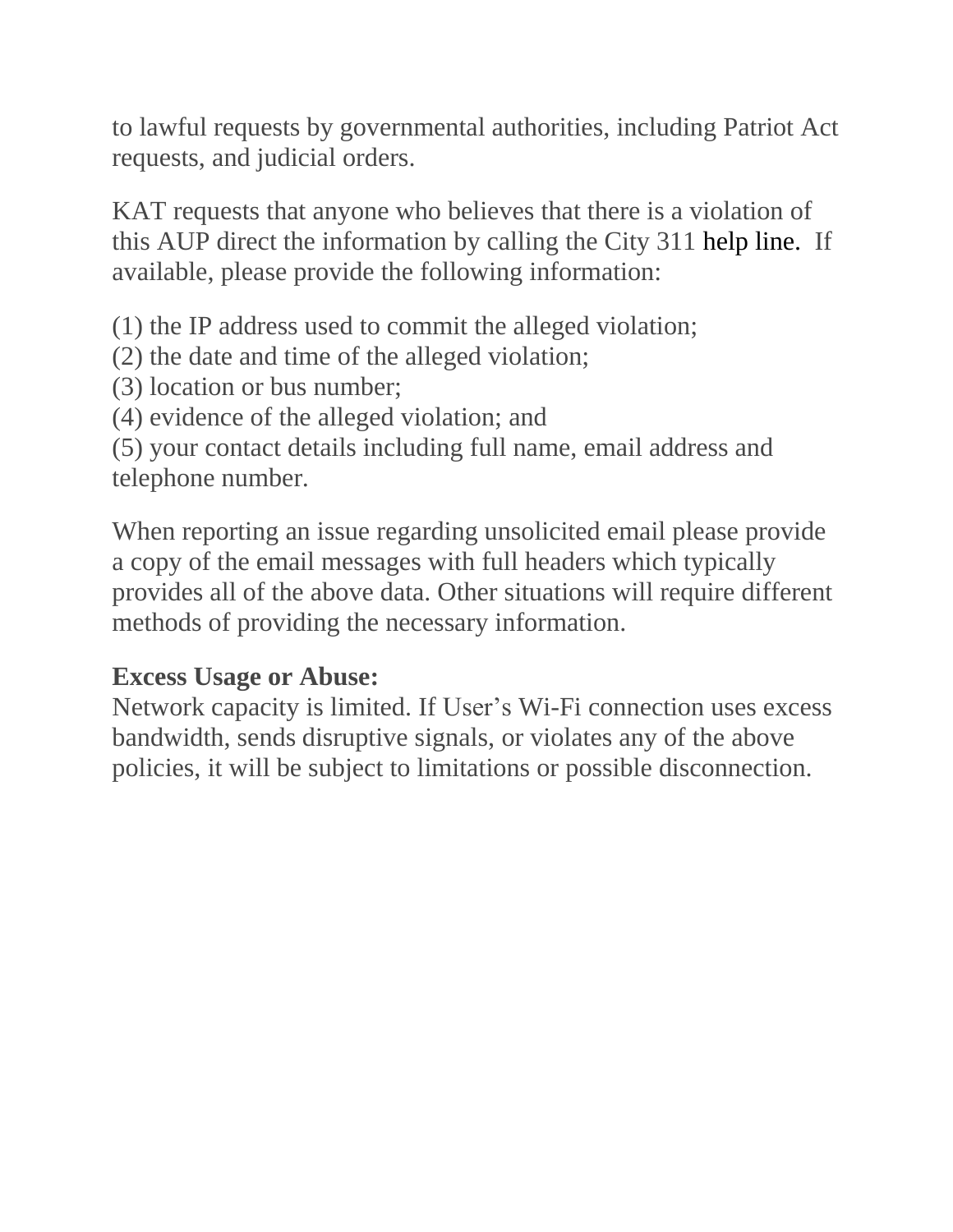to lawful requests by governmental authorities, including Patriot Act requests, and judicial orders.

KAT requests that anyone who believes that there is a violation of this AUP direct the information by calling the City 311 help line. If available, please provide the following information:

(1) the IP address used to commit the alleged violation;
(2) the date and time of the alleged violation;
(3) location or bus number;
(4) evidence of the alleged violation; and
(5) your contact details including full name, email address and telephone number.

When reporting an issue regarding unsolicited email please provide a copy of the email messages with full headers which typically provides all of the above data. Other situations will require different methods of providing the necessary information.

**Excess Usage or Abuse:**
Network capacity is limited. If User's Wi-Fi connection uses excess bandwidth, sends disruptive signals, or violates any of the above policies, it will be subject to limitations or possible disconnection.